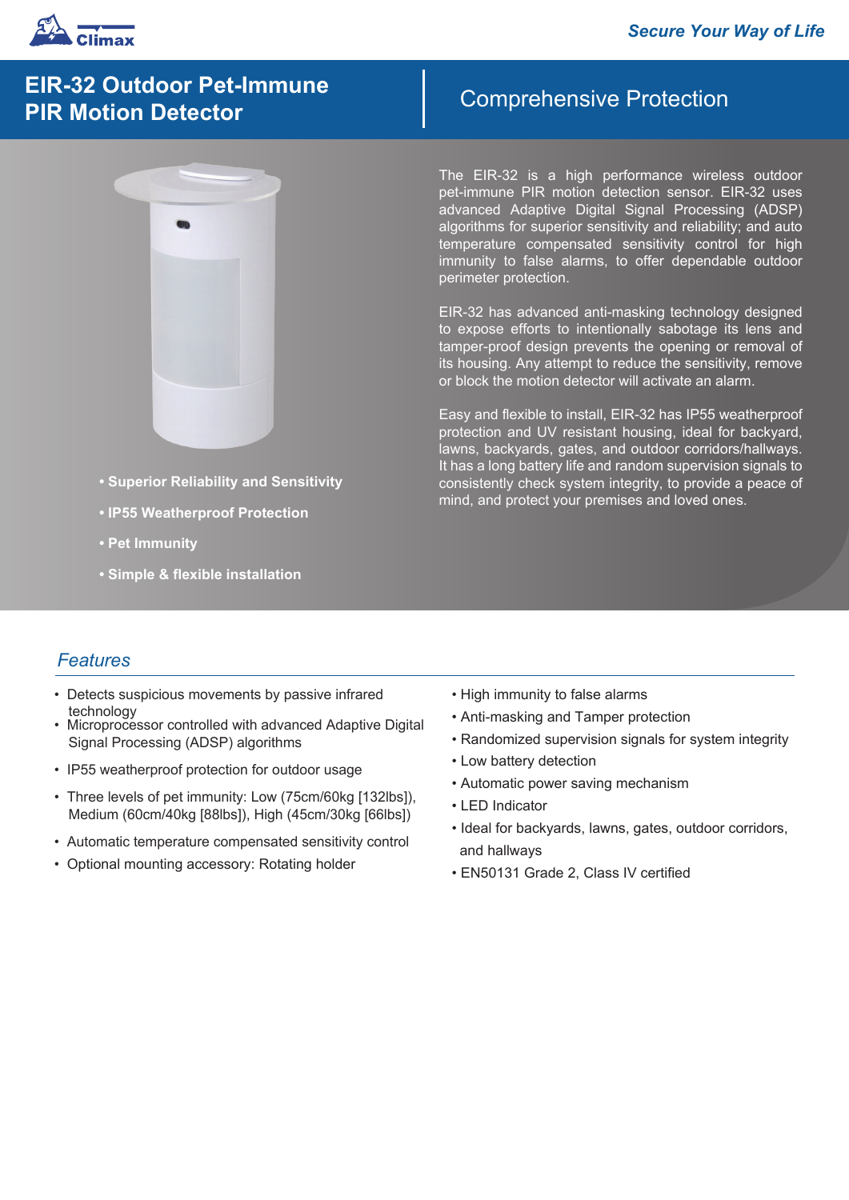Climax

*Secure Your Way of Life*

# EIR-32 Outdoor Pet-Immune PIR Motion Detector

## Comprehensive Protection

- **Superior Reliability and Sensitivity**
- **IP55 Weatherproof Protection**
- **Pet Immunity**
- **Simple & flexible installation**

The EIR-32 is a high performance wireless outdoor pet-immune PIR motion detection sensor. EIR-32 uses advanced Adaptive Digital Signal Processing (ADSP) algorithms for superior sensitivity and reliability; and auto temperature compensated sensitivity control for high immunity to false alarms, to offer dependable outdoor perimeter protection.

EIR-32 has advanced anti-masking technology designed to expose efforts to intentionally sabotage its lens and tamper-proof design prevents the opening or removal of its housing. Any attempt to reduce the sensitivity, remove or block the motion detector will activate an alarm.

Easy and flexible to install, EIR-32 has IP55 weatherproof protection and UV resistant housing, ideal for backyard, lawns, backyards, gates, and outdoor corridors/hallways. It has a long battery life and random supervision signals to consistently check system integrity, to provide a peace of mind, and protect your premises and loved ones.

## *Features*

- Detects suspicious movements by passive infrared technology
- Microprocessor controlled with advanced Adaptive Digital Signal Processing (ADSP) algorithms
- IP55 weatherproof protection for outdoor usage
- Three levels of pet immunity: Low (75cm/60kg [132lbs]), Medium (60cm/40kg [88lbs]), High (45cm/30kg [66lbs])
- Automatic temperature compensated sensitivity control
- Optional mounting accessory: Rotating holder
- High immunity to false alarms
- Anti-masking and Tamper protection
- Randomized supervision signals for system integrity
- Low battery detection
- Automatic power saving mechanism
- LED Indicator
- Ideal for backyards, lawns, gates, outdoor corridors, and hallways
- EN50131 Grade 2, Class IV certified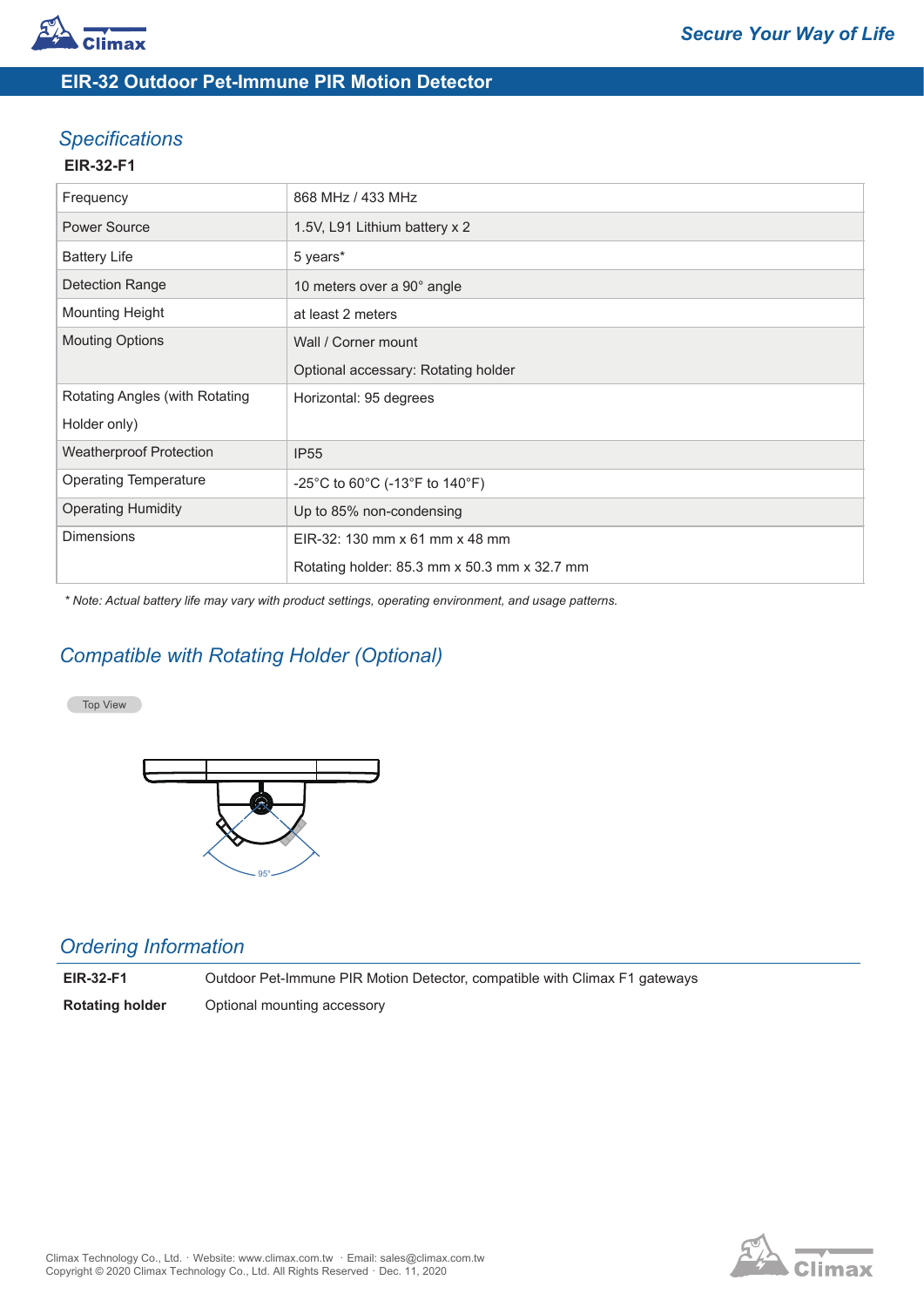# EIR-32 Outdoor Pet-Immune PIR Motion Detector

## Specifications

**EIR-32-F1**

| | |
|---|---|
| Frequency | 868 MHz / 433 MHz |
| Power Source | 1.5V, L91 Lithium battery x 2 |
| Battery Life | 5 years* |
| Detection Range | 10 meters over a 90° angle |
| Mounting Height | at least 2 meters |
| Mouting Options | Wall / Corner mount<br>Optional accessary: Rotating holder |
| Rotating Angles (with Rotating Holder only) | Horizontal: 95 degrees |
| Weatherproof Protection | IP55 |
| Operating Temperature | -25°C to 60°C (-13°F to 140°F) |
| Operating Humidity | Up to 85% non-condensing |
| Dimensions | EIR-32: 130 mm x 61 mm x 48 mm<br>Rotating holder: 85.3 mm x 50.3 mm x 32.7 mm |

*\* Note: Actual battery life may vary with product settings, operating environment, and usage patterns.*

## Compatible with Rotating Holder (Optional)

Top View

95°

## Ordering Information

| | |
|---|---|
| **EIR-32-F1** | Outdoor Pet-Immune PIR Motion Detector, compatible with Climax F1 gateways |
| **Rotating holder** | Optional mounting accessory |

Climax Technology Co., Ltd. · Website: www.climax.com.tw · Email: sales@climax.com.tw
Copyright © 2020 Climax Technology Co., Ltd. All Rights Reserved · Dec. 11, 2020